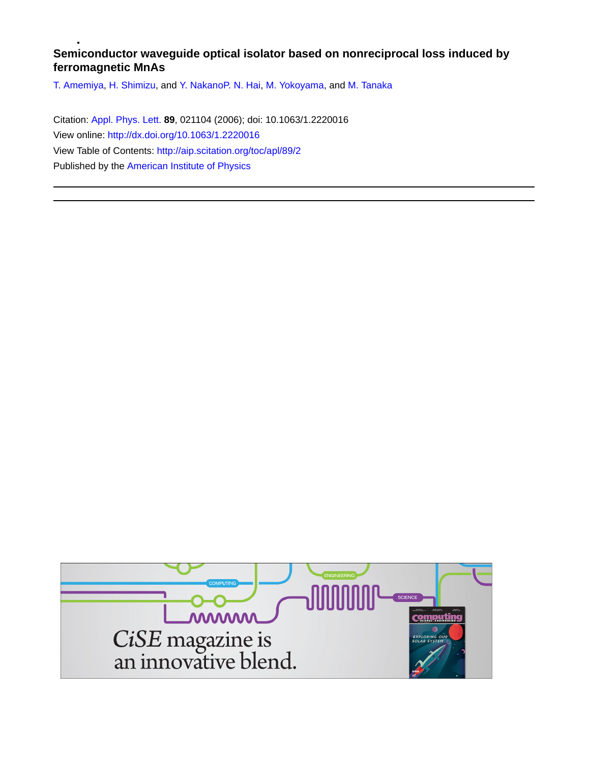# Semiconductor waveguide optical isolator based on nonreciprocal loss induced by ferromagnetic MnAs

T. Amemiya, H. Shimizu, and Y. NakanoP. N. Hai, M. Yokoyama, and M. Tanaka

Citation: Appl. Phys. Lett. **89**, 021104 (2006); doi: 10.1063/1.2220016

View online: http://dx.doi.org/10.1063/1.2220016

View Table of Contents: http://aip.scitation.org/toc/apl/89/2

Published by the American Institute of Physics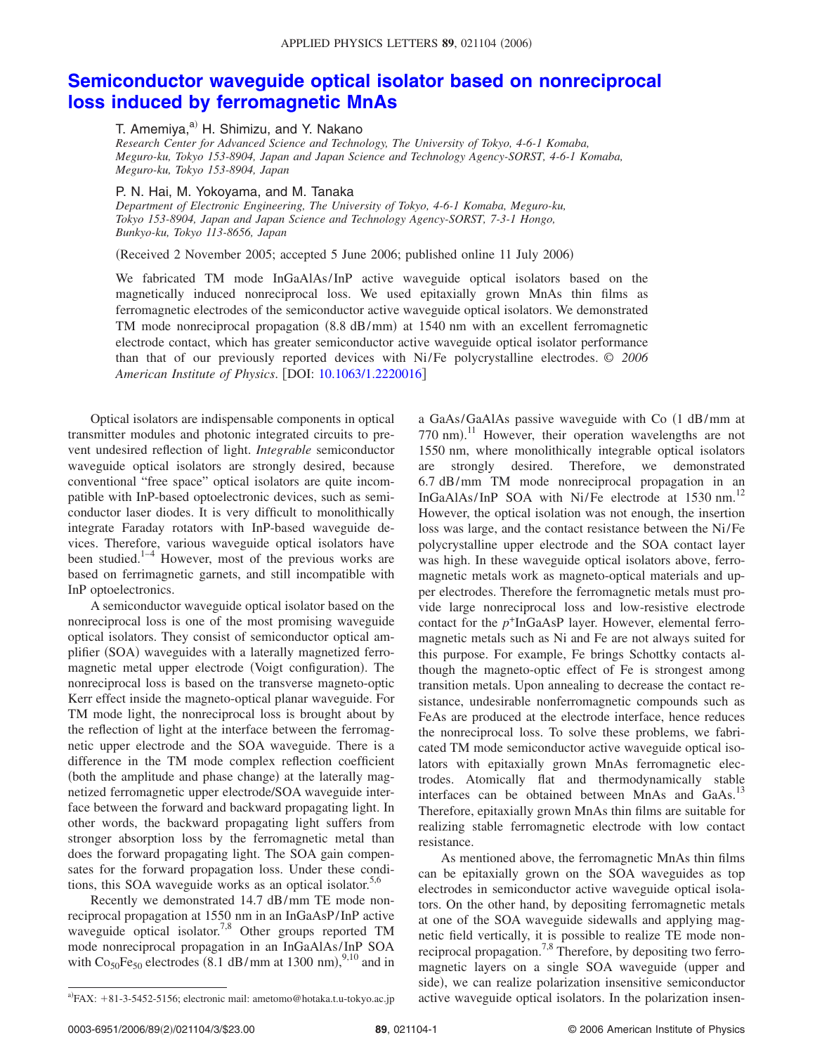# Semiconductor waveguide optical isolator based on nonreciprocal loss induced by ferromagnetic MnAs

T. Amemiya,[a] H. Shimizu, and Y. Nakano

*Research Center for Advanced Science and Technology, The University of Tokyo, 4-6-1 Komaba, Meguro-ku, Tokyo 153-8904, Japan and Japan Science and Technology Agency-SORST, 4-6-1 Komaba, Meguro-ku, Tokyo 153-8904, Japan*

P. N. Hai, M. Yokoyama, and M. Tanaka

*Department of Electronic Engineering, The University of Tokyo, 4-6-1 Komaba, Meguro-ku, Tokyo 153-8904, Japan and Japan Science and Technology Agency-SORST, 7-3-1 Hongo, Bunkyo-ku, Tokyo 113-8656, Japan*

(Received 2 November 2005; accepted 5 June 2006; published online 11 July 2006)

We fabricated TM mode InGaAlAs/InP active waveguide optical isolators based on the magnetically induced nonreciprocal loss. We used epitaxially grown MnAs thin films as ferromagnetic electrodes of the semiconductor active waveguide optical isolators. We demonstrated TM mode nonreciprocal propagation (8.8 dB/mm) at 1540 nm with an excellent ferromagnetic electrode contact, which has greater semiconductor active waveguide optical isolator performance than that of our previously reported devices with Ni/Fe polycrystalline electrodes. © *2006 American Institute of Physics*. [DOI: 10.1063/1.2220016]

Optical isolators are indispensable components in optical transmitter modules and photonic integrated circuits to prevent undesired reflection of light. *Integrable* semiconductor waveguide optical isolators are strongly desired, because conventional "free space" optical isolators are quite incompatible with InP-based optoelectronic devices, such as semiconductor laser diodes. It is very difficult to monolithically integrate Faraday rotators with InP-based waveguide devices. Therefore, various waveguide optical isolators have been studied.[1–4] However, most of the previous works are based on ferrimagnetic garnets, and still incompatible with InP optoelectronics.

A semiconductor waveguide optical isolator based on the nonreciprocal loss is one of the most promising waveguide optical isolators. They consist of semiconductor optical amplifier (SOA) waveguides with a laterally magnetized ferromagnetic metal upper electrode (Voigt configuration). The nonreciprocal loss is based on the transverse magneto-optic Kerr effect inside the magneto-optical planar waveguide. For TM mode light, the nonreciprocal loss is brought about by the reflection of light at the interface between the ferromagnetic upper electrode and the SOA waveguide. There is a difference in the TM mode complex reflection coefficient (both the amplitude and phase change) at the laterally magnetized ferromagnetic upper electrode/SOA waveguide interface between the forward and backward propagating light. In other words, the backward propagating light suffers from stronger absorption loss by the ferromagnetic metal than does the forward propagating light. The SOA gain compensates for the forward propagation loss. Under these conditions, this SOA waveguide works as an optical isolator.[5,6]

Recently we demonstrated 14.7 dB/mm TE mode nonreciprocal propagation at 1550 nm in an InGaAsP/InP active waveguide optical isolator.[7,8] Other groups reported TM mode nonreciprocal propagation in an InGaAlAs/InP SOA with $Co_{50}Fe_{50}$ electrodes (8.1 dB/mm at 1300 nm),[9,10] and in a GaAs/GaAlAs passive waveguide with Co (1 dB/mm at 770 nm).[11] However, their operation wavelengths are not 1550 nm, where monolithically integrable optical isolators are strongly desired. Therefore, we demonstrated 6.7 dB/mm TM mode nonreciprocal propagation in an InGaAlAs/InP SOA with Ni/Fe electrode at 1530 nm.[12] However, the optical isolation was not enough, the insertion loss was large, and the contact resistance between the Ni/Fe polycrystalline upper electrode and the SOA contact layer was high. In these waveguide optical isolators above, ferromagnetic metals work as magneto-optical materials and upper electrodes. Therefore the ferromagnetic metals must provide large nonreciprocal loss and low-resistive electrode contact for the $p^+$InGaAsP layer. However, elemental ferromagnetic metals such as Ni and Fe are not always suited for this purpose. For example, Fe brings Schottky contacts although the magneto-optic effect of Fe is strongest among transition metals. Upon annealing to decrease the contact resistance, undesirable nonferromagnetic compounds such as FeAs are produced at the electrode interface, hence reduces the nonreciprocal loss. To solve these problems, we fabricated TM mode semiconductor active waveguide optical isolators with epitaxially grown MnAs ferromagnetic electrodes. Atomically flat and thermodynamically stable interfaces can be obtained between MnAs and GaAs.[13] Therefore, epitaxially grown MnAs thin films are suitable for realizing stable ferromagnetic electrode with low contact resistance.

As mentioned above, the ferromagnetic MnAs thin films can be epitaxially grown on the SOA waveguides as top electrodes in semiconductor active waveguide optical isolators. On the other hand, by depositing ferromagnetic metals at one of the SOA waveguide sidewalls and applying magnetic field vertically, it is possible to realize TE mode nonreciprocal propagation.[7,8] Therefore, by depositing two ferromagnetic layers on a single SOA waveguide (upper and side), we can realize polarization insensitive semiconductor active waveguide optical isolators. In the polarization insen-

[a]FAX: +81-3-5452-5156; electronic mail: ametomo@hotaka.t.u-tokyo.ac.jp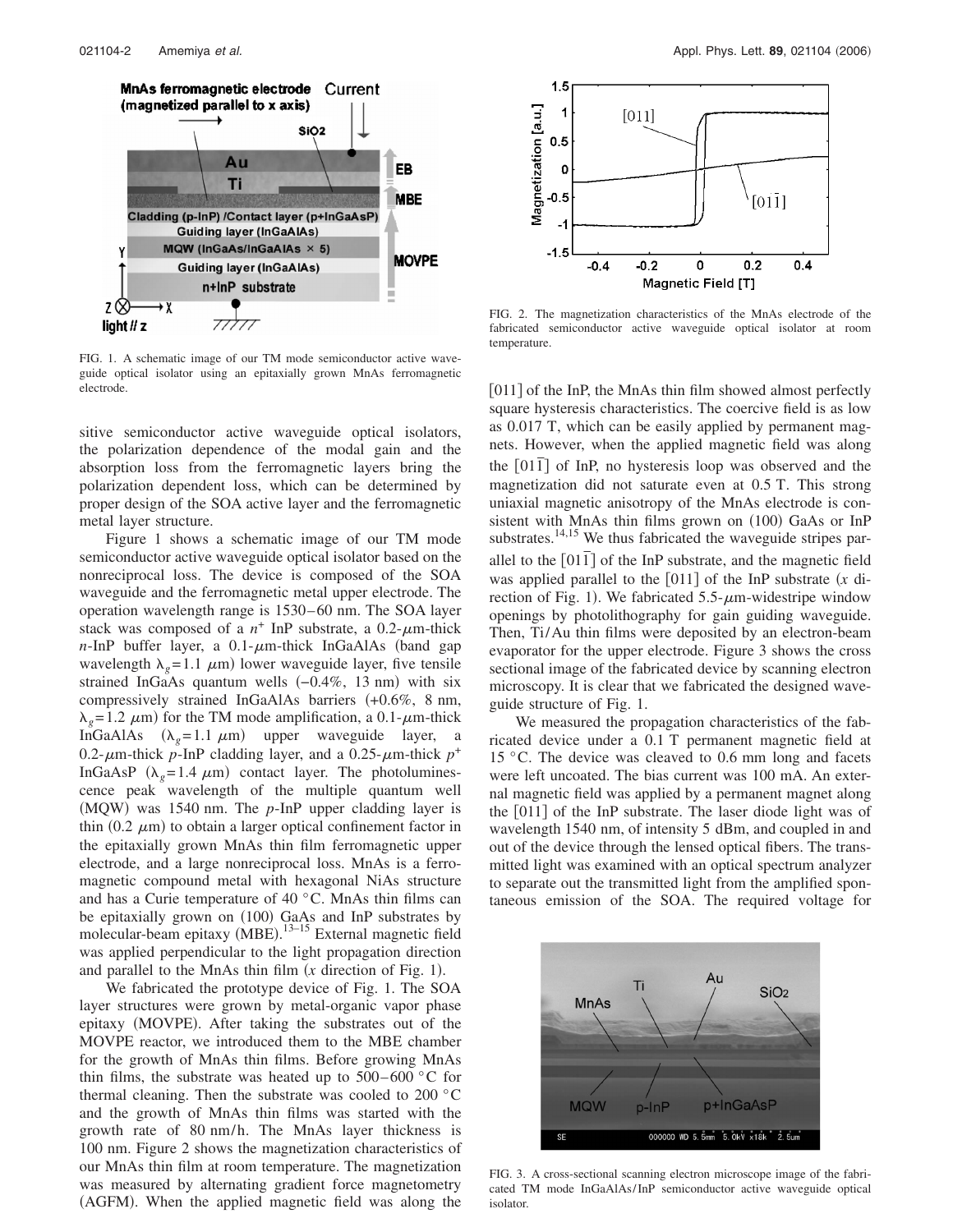MnAs ferromagnetic electrode (magnetized parallel to x axis)

Current

SiO2

Au

Ti

EB

MBE

Cladding (p-InP) /Contact layer (p+InGaAsP)

Guiding layer (InGaAlAs)

MQW (InGaAs/InGaAlAs × 5)

Guiding layer (InGaAlAs)

MOVPE

n+InP substrate

Y

Z

X

light // z

FIG. 1. A schematic image of our TM mode semiconductor active waveguide optical isolator using an epitaxially grown MnAs ferromagnetic electrode.

sitive semiconductor active waveguide optical isolators, the polarization dependence of the modal gain and the absorption loss from the ferromagnetic layers bring the polarization dependent loss, which can be determined by proper design of the SOA active layer and the ferromagnetic metal layer structure.

Figure 1 shows a schematic image of our TM mode semiconductor active waveguide optical isolator based on the nonreciprocal loss. The device is composed of the SOA waveguide and the ferromagnetic metal upper electrode. The operation wavelength range is 1530–60 nm. The SOA layer stack was composed of a $n^+$ InP substrate, a 0.2-$\mu$m-thick $n$-InP buffer layer, a 0.1-$\mu$m-thick InGaAlAs (band gap wavelength $\lambda_g = 1.1$ $\mu$m) lower waveguide layer, five tensile strained InGaAs quantum wells (−0.4%, 13 nm) with six compressively strained InGaAlAs barriers (+0.6%, 8 nm, $\lambda_g = 1.2$ $\mu$m) for the TM mode amplification, a 0.1-$\mu$m-thick InGaAlAs ($\lambda_g = 1.1$ $\mu$m) upper waveguide layer, a 0.2-$\mu$m-thick $p$-InP cladding layer, and a 0.25-$\mu$m-thick $p^+$ InGaAsP ($\lambda_g = 1.4$ $\mu$m) contact layer. The photoluminescence peak wavelength of the multiple quantum well (MQW) was 1540 nm. The $p$-InP upper cladding layer is thin (0.2 $\mu$m) to obtain a larger optical confinement factor in the epitaxially grown MnAs thin film ferromagnetic upper electrode, and a large nonreciprocal loss. MnAs is a ferromagnetic compound metal with hexagonal NiAs structure and has a Curie temperature of 40 °C. MnAs thin films can be epitaxially grown on (100) GaAs and InP substrates by molecular-beam epitaxy (MBE).[13–15] External magnetic field was applied perpendicular to the light propagation direction and parallel to the MnAs thin film ($x$ direction of Fig. 1).

We fabricated the prototype device of Fig. 1. The SOA layer structures were grown by metal-organic vapor phase epitaxy (MOVPE). After taking the substrates out of the MOVPE reactor, we introduced them to the MBE chamber for the growth of MnAs thin films. Before growing MnAs thin films, the substrate was heated up to 500–600 °C for thermal cleaning. Then the substrate was cooled to 200 °C and the growth of MnAs thin films was started with the growth rate of 80 nm/h. The MnAs layer thickness is 100 nm. Figure 2 shows the magnetization characteristics of our MnAs thin film at room temperature. The magnetization was measured by alternating gradient force magnetometry (AGFM). When the applied magnetic field was along the

Magnetization [a.u.]

Magnetic Field [T]

[011]

[01$\bar{1}$]

FIG. 2. The magnetization characteristics of the MnAs electrode of the fabricated semiconductor active waveguide optical isolator at room temperature.

[011] of the InP, the MnAs thin film showed almost perfectly square hysteresis characteristics. The coercive field is as low as 0.017 T, which can be easily applied by permanent magnets. However, when the applied magnetic field was along the [01$\bar{1}$] of InP, no hysteresis loop was observed and the magnetization did not saturate even at 0.5 T. This strong uniaxial magnetic anisotropy of the MnAs electrode is consistent with MnAs thin films grown on (100) GaAs or InP substrates.[14,15] We thus fabricated the waveguide stripes parallel to the [01$\bar{1}$] of the InP substrate, and the magnetic field was applied parallel to the [011] of the InP substrate ($x$ direction of Fig. 1). We fabricated 5.5-$\mu$m-widestripe window openings by photolithography for gain guiding waveguide. Then, Ti/Au thin films were deposited by an electron-beam evaporator for the upper electrode. Figure 3 shows the cross sectional image of the fabricated device by scanning electron microscopy. It is clear that we fabricated the designed waveguide structure of Fig. 1.

We measured the propagation characteristics of the fabricated device under a 0.1 T permanent magnetic field at 15 °C. The device was cleaved to 0.6 mm long and facets were left uncoated. The bias current was 100 mA. An external magnetic field was applied by a permanent magnet along the [011] of the InP substrate. The laser diode light was of wavelength 1540 nm, of intensity 5 dBm, and coupled in and out of the device through the lensed optical fibers. The transmitted light was examined with an optical spectrum analyzer to separate out the transmitted light from the amplified spontaneous emission of the SOA. The required voltage for

MnAs

Ti

Au

SiO2

MQW

p-InP

p+InGaAsP

FIG. 3. A cross-sectional scanning electron microscope image of the fabricated TM mode InGaAlAs/InP semiconductor active waveguide optical isolator.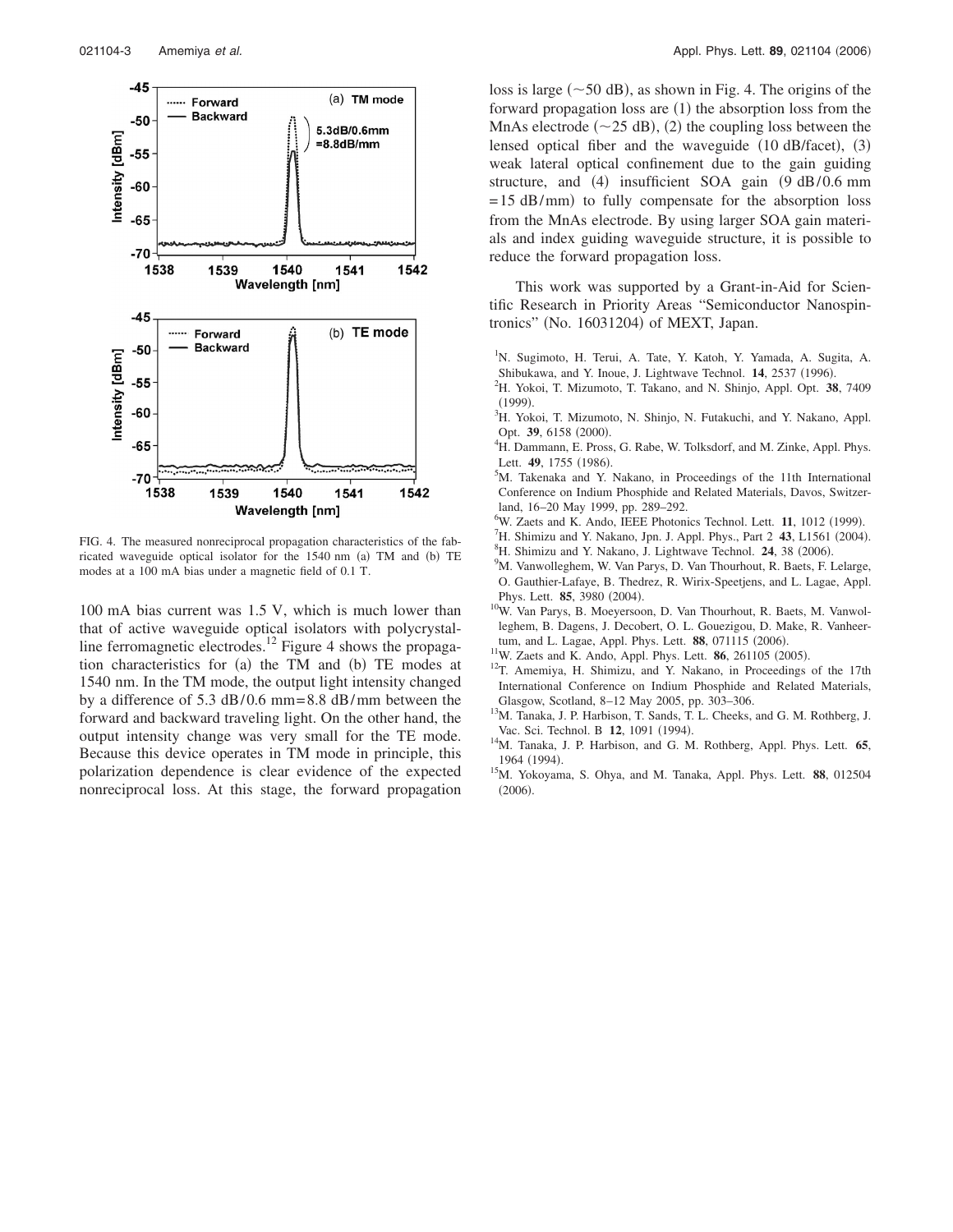(a) TM mode

Forward

Backward

5.3dB/0.6mm
=8.8dB/mm

Intensity [dBm]

Wavelength [nm]

-45
-50
-55
-60
-65
-70

1538
1539
1540
1541
1542

(b) TE mode

Forward

Backward

Intensity [dBm]

Wavelength [nm]

-45
-50
-55
-60
-65
-70

1538
1539
1540
1541
1542

FIG. 4. The measured nonreciprocal propagation characteristics of the fabricated waveguide optical isolator for the 1540 nm (a) TM and (b) TE modes at a 100 mA bias under a magnetic field of 0.1 T.

100 mA bias current was 1.5 V, which is much lower than that of active waveguide optical isolators with polycrystalline ferromagnetic electrodes.[12] Figure 4 shows the propagation characteristics for (a) the TM and (b) TE modes at 1540 nm. In the TM mode, the output light intensity changed by a difference of 5.3 dB/0.6 mm=8.8 dB/mm between the forward and backward traveling light. On the other hand, the output intensity change was very small for the TE mode. Because this device operates in TM mode in principle, this polarization dependence is clear evidence of the expected nonreciprocal loss. At this stage, the forward propagation loss is large (~50 dB), as shown in Fig. 4. The origins of the forward propagation loss are (1) the absorption loss from the MnAs electrode (~25 dB), (2) the coupling loss between the lensed optical fiber and the waveguide (10 dB/facet), (3) weak lateral optical confinement due to the gain guiding structure, and (4) insufficient SOA gain (9 dB/0.6 mm =15 dB/mm) to fully compensate for the absorption loss from the MnAs electrode. By using larger SOA gain materials and index guiding waveguide structure, it is possible to reduce the forward propagation loss.

This work was supported by a Grant-in-Aid for Scientific Research in Priority Areas "Semiconductor Nanospintronics" (No. 16031204) of MEXT, Japan.

[1] N. Sugimoto, H. Terui, A. Tate, Y. Katoh, Y. Yamada, A. Sugita, A. Shibukawa, and Y. Inoue, J. Lightwave Technol. **14**, 2537 (1996).
[2] H. Yokoi, T. Mizumoto, T. Takano, and N. Shinjo, Appl. Opt. **38**, 7409 (1999).
[3] H. Yokoi, T. Mizumoto, N. Shinjo, N. Futakuchi, and Y. Nakano, Appl. Opt. **39**, 6158 (2000).
[4] H. Dammann, E. Pross, G. Rabe, W. Tolksdorf, and M. Zinke, Appl. Phys. Lett. **49**, 1755 (1986).
[5] M. Takenaka and Y. Nakano, in Proceedings of the 11th International Conference on Indium Phosphide and Related Materials, Davos, Switzerland, 16–20 May 1999, pp. 289–292.
[6] W. Zaets and K. Ando, IEEE Photonics Technol. Lett. **11**, 1012 (1999).
[7] H. Shimizu and Y. Nakano, Jpn. J. Appl. Phys., Part 2 **43**, L1561 (2004).
[8] H. Shimizu and Y. Nakano, J. Lightwave Technol. **24**, 38 (2006).
[9] M. Vanwolleghem, W. Van Parys, D. Van Thourhout, R. Baets, F. Lelarge, O. Gauthier-Lafaye, B. Thedrez, R. Wirix-Speetjens, and L. Lagae, Appl. Phys. Lett. **85**, 3980 (2004).
[10] W. Van Parys, B. Moeyersoon, D. Van Thourhout, R. Baets, M. Vanwolleghem, B. Dagens, J. Decobert, O. L. Gouezigou, D. Make, R. Vanheertum, and L. Lagae, Appl. Phys. Lett. **88**, 071115 (2006).
[11] W. Zaets and K. Ando, Appl. Phys. Lett. **86**, 261105 (2005).
[12] T. Amemiya, H. Shimizu, and Y. Nakano, in Proceedings of the 17th International Conference on Indium Phosphide and Related Materials, Glasgow, Scotland, 8–12 May 2005, pp. 303–306.
[13] M. Tanaka, J. P. Harbison, T. Sands, T. L. Cheeks, and G. M. Rothberg, J. Vac. Sci. Technol. B **12**, 1091 (1994).
[14] M. Tanaka, J. P. Harbison, and G. M. Rothberg, Appl. Phys. Lett. **65**, 1964 (1994).
[15] M. Yokoyama, S. Ohya, and M. Tanaka, Appl. Phys. Lett. **88**, 012504 (2006).